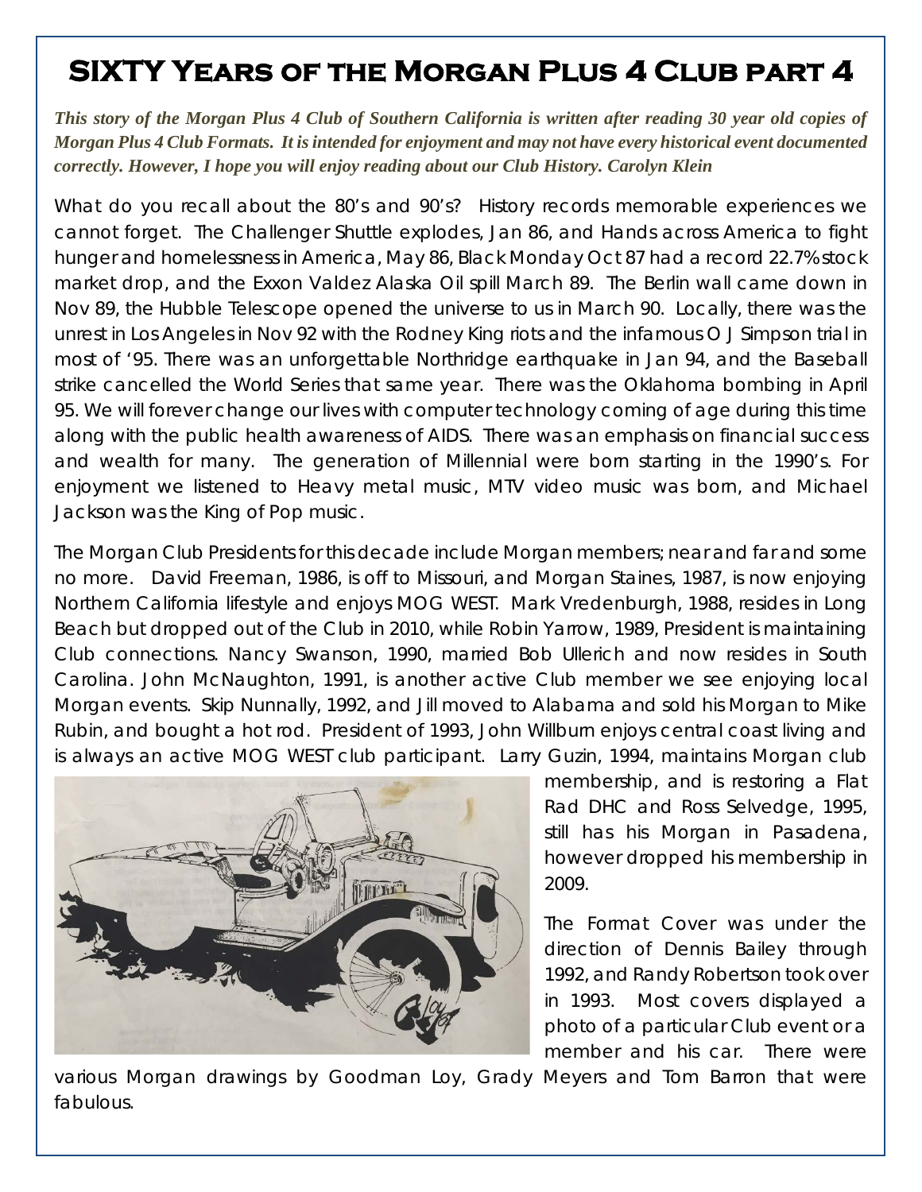# SIXTY Years of the Morgan Plus 4 Club part 4

***This story of the Morgan Plus 4 Club of Southern California is written after reading 30 year old copies of Morgan Plus 4 Club Formats. It is intended for enjoyment and may not have every historical event documented correctly. However, I hope you will enjoy reading about our Club History. Carolyn Klein***

What do you recall about the 80's and 90's? History records memorable experiences we cannot forget. The Challenger Shuttle explodes, Jan 86, and Hands across America to fight hunger and homelessness in America, May 86, Black Monday Oct 87 had a record 22.7% stock market drop, and the Exxon Valdez Alaska Oil spill March 89. The Berlin wall came down in Nov 89, the Hubble Telescope opened the universe to us in March 90. Locally, there was the unrest in Los Angeles in Nov 92 with the Rodney King riots and the infamous O J Simpson trial in most of '95. There was an unforgettable Northridge earthquake in Jan 94, and the Baseball strike cancelled the World Series that same year. There was the Oklahoma bombing in April 95. We will forever change our lives with computer technology coming of age during this time along with the public health awareness of AIDS. There was an emphasis on financial success and wealth for many. The generation of Millennial were born starting in the 1990's. For enjoyment we listened to Heavy metal music, MTV video music was born, and Michael Jackson was the King of Pop music.

The Morgan Club Presidents for this decade include Morgan members; near and far and some no more. David Freeman, 1986, is off to Missouri, and Morgan Staines, 1987, is now enjoying Northern California lifestyle and enjoys MOG WEST. Mark Vredenburgh, 1988, resides in Long Beach but dropped out of the Club in 2010, while Robin Yarrow, 1989, President is maintaining Club connections. Nancy Swanson, 1990, married Bob Ullerich and now resides in South Carolina. John McNaughton, 1991, is another active Club member we see enjoying local Morgan events. Skip Nunnally, 1992, and Jill moved to Alabama and sold his Morgan to Mike Rubin, and bought a hot rod. President of 1993, John Willburn enjoys central coast living and is always an active MOG WEST club participant. Larry Guzin, 1994, maintains Morgan club membership, and is restoring a Flat Rad DHC and Ross Selvedge, 1995, still has his Morgan in Pasadena, however dropped his membership in 2009.

The Format Cover was under the direction of Dennis Bailey through 1992, and Randy Robertson took over in 1993. Most covers displayed a photo of a particular Club event or a member and his car. There were various Morgan drawings by Goodman Loy, Grady Meyers and Tom Barron that were fabulous.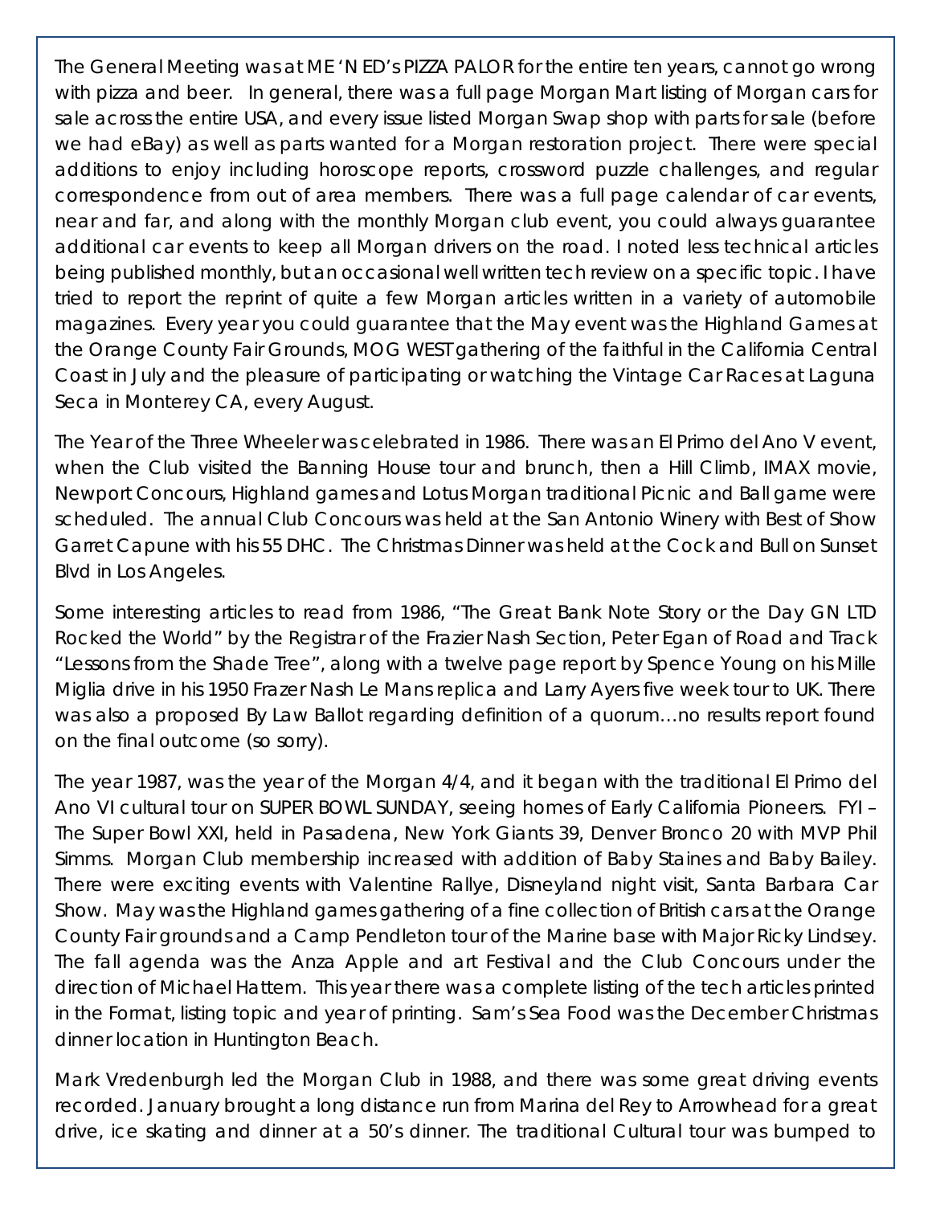The General Meeting was at ME 'N ED's PIZZA PALOR for the entire ten years, cannot go wrong with pizza and beer. In general, there was a full page Morgan Mart listing of Morgan cars for sale across the entire USA, and every issue listed Morgan Swap shop with parts for sale (before we had eBay) as well as parts wanted for a Morgan restoration project. There were special additions to enjoy including horoscope reports, crossword puzzle challenges, and regular correspondence from out of area members. There was a full page calendar of car events, near and far, and along with the monthly Morgan club event, you could always guarantee additional car events to keep all Morgan drivers on the road. I noted less technical articles being published monthly, but an occasional well written tech review on a specific topic. I have tried to report the reprint of quite a few Morgan articles written in a variety of automobile magazines. Every year you could guarantee that the May event was the Highland Games at the Orange County Fair Grounds, MOG WEST gathering of the faithful in the California Central Coast in July and the pleasure of participating or watching the Vintage Car Races at Laguna Seca in Monterey CA, every August.

The Year of the Three Wheeler was celebrated in 1986. There was an El Primo del Ano V event, when the Club visited the Banning House tour and brunch, then a Hill Climb, IMAX movie, Newport Concours, Highland games and Lotus Morgan traditional Picnic and Ball game were scheduled. The annual Club Concours was held at the San Antonio Winery with Best of Show Garret Capune with his 55 DHC. The Christmas Dinner was held at the Cock and Bull on Sunset Blvd in Los Angeles.

Some interesting articles to read from 1986, "The Great Bank Note Story or the Day GN LTD Rocked the World" by the Registrar of the Frazier Nash Section, Peter Egan of Road and Track "Lessons from the Shade Tree", along with a twelve page report by Spence Young on his Mille Miglia drive in his 1950 Frazer Nash Le Mans replica and Larry Ayers five week tour to UK. There was also a proposed By Law Ballot regarding definition of a quorum…no results report found on the final outcome (so sorry).

The year 1987, was the year of the Morgan 4/4, and it began with the traditional El Primo del Ano VI cultural tour on SUPER BOWL SUNDAY, seeing homes of Early California Pioneers. FYI – The Super Bowl XXI, held in Pasadena, New York Giants 39, Denver Bronco 20 with MVP Phil Simms. Morgan Club membership increased with addition of Baby Staines and Baby Bailey. There were exciting events with Valentine Rallye, Disneyland night visit, Santa Barbara Car Show. May was the Highland games gathering of a fine collection of British cars at the Orange County Fair grounds and a Camp Pendleton tour of the Marine base with Major Ricky Lindsey. The fall agenda was the Anza Apple and art Festival and the Club Concours under the direction of Michael Hattem. This year there was a complete listing of the tech articles printed in the Format, listing topic and year of printing. Sam's Sea Food was the December Christmas dinner location in Huntington Beach.

Mark Vredenburgh led the Morgan Club in 1988, and there was some great driving events recorded. January brought a long distance run from Marina del Rey to Arrowhead for a great drive, ice skating and dinner at a 50's dinner. The traditional Cultural tour was bumped to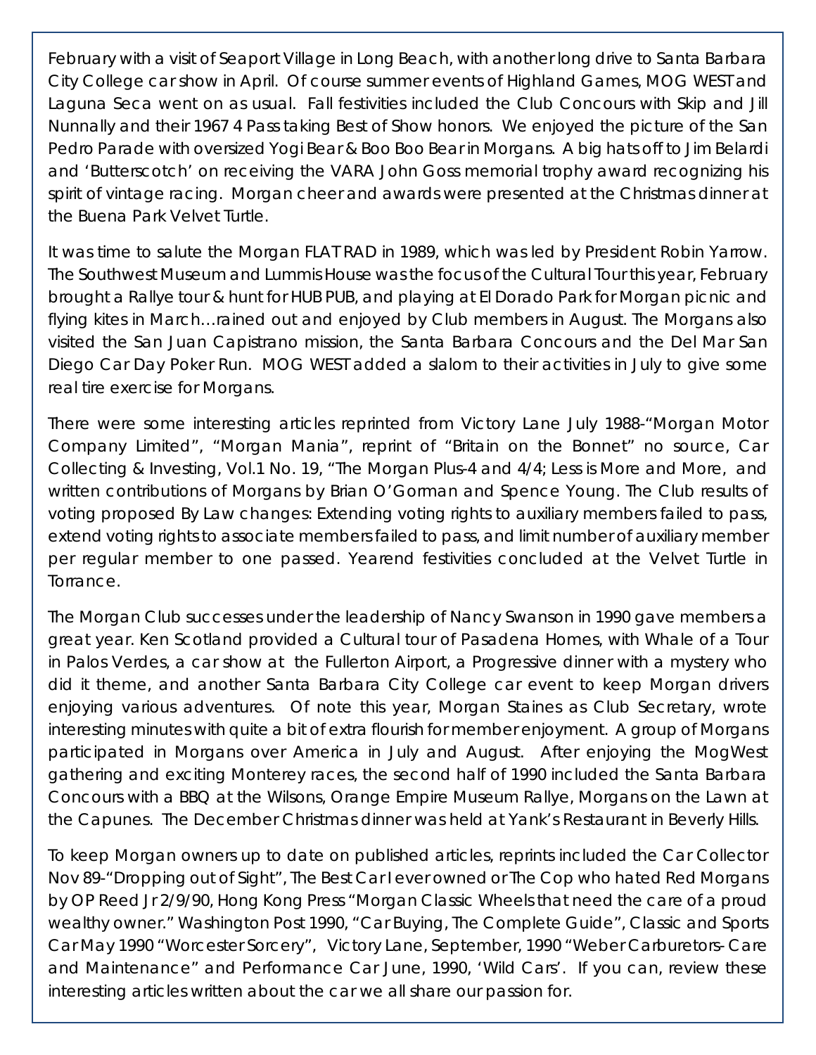February with a visit of Seaport Village in Long Beach, with another long drive to Santa Barbara City College car show in April. Of course summer events of Highland Games, MOG WEST and Laguna Seca went on as usual. Fall festivities included the Club Concours with Skip and Jill Nunnally and their 1967 4 Pass taking Best of Show honors. We enjoyed the picture of the San Pedro Parade with oversized Yogi Bear & Boo Boo Bear in Morgans. A big hats off to Jim Belardi and 'Butterscotch' on receiving the VARA John Goss memorial trophy award recognizing his spirit of vintage racing. Morgan cheer and awards were presented at the Christmas dinner at the Buena Park Velvet Turtle.

It was time to salute the Morgan FLAT RAD in 1989, which was led by President Robin Yarrow. The Southwest Museum and Lummis House was the focus of the Cultural Tour this year, February brought a Rallye tour & hunt for HUB PUB, and playing at El Dorado Park for Morgan picnic and flying kites in March…rained out and enjoyed by Club members in August. The Morgans also visited the San Juan Capistrano mission, the Santa Barbara Concours and the Del Mar San Diego Car Day Poker Run. MOG WEST added a slalom to their activities in July to give some real tire exercise for Morgans.

There were some interesting articles reprinted from Victory Lane July 1988-"Morgan Motor Company Limited", "Morgan Mania", reprint of "Britain on the Bonnet" no source, Car Collecting & Investing, Vol.1 No. 19, "The Morgan Plus-4 and 4/4; Less is More and More, and written contributions of Morgans by Brian O'Gorman and Spence Young. The Club results of voting proposed By Law changes: Extending voting rights to auxiliary members failed to pass, extend voting rights to associate members failed to pass, and limit number of auxiliary member per regular member to one passed. Yearend festivities concluded at the Velvet Turtle in Torrance.

The Morgan Club successes under the leadership of Nancy Swanson in 1990 gave members a great year. Ken Scotland provided a Cultural tour of Pasadena Homes, with Whale of a Tour in Palos Verdes, a car show at the Fullerton Airport, a Progressive dinner with a mystery who did it theme, and another Santa Barbara City College car event to keep Morgan drivers enjoying various adventures. Of note this year, Morgan Staines as Club Secretary, wrote interesting minutes with quite a bit of extra flourish for member enjoyment. A group of Morgans participated in Morgans over America in July and August. After enjoying the MogWest gathering and exciting Monterey races, the second half of 1990 included the Santa Barbara Concours with a BBQ at the Wilsons, Orange Empire Museum Rallye, Morgans on the Lawn at the Capunes. The December Christmas dinner was held at Yank's Restaurant in Beverly Hills.

To keep Morgan owners up to date on published articles, reprints included the Car Collector Nov 89-"Dropping out of Sight", The Best Car I ever owned or The Cop who hated Red Morgans by OP Reed Jr 2/9/90, Hong Kong Press "Morgan Classic Wheels that need the care of a proud wealthy owner." Washington Post 1990, "Car Buying, The Complete Guide", Classic and Sports Car May 1990 "Worcester Sorcery", Victory Lane, September, 1990 "Weber Carburetors- Care and Maintenance" and Performance Car June, 1990, 'Wild Cars'. If you can, review these interesting articles written about the car we all share our passion for.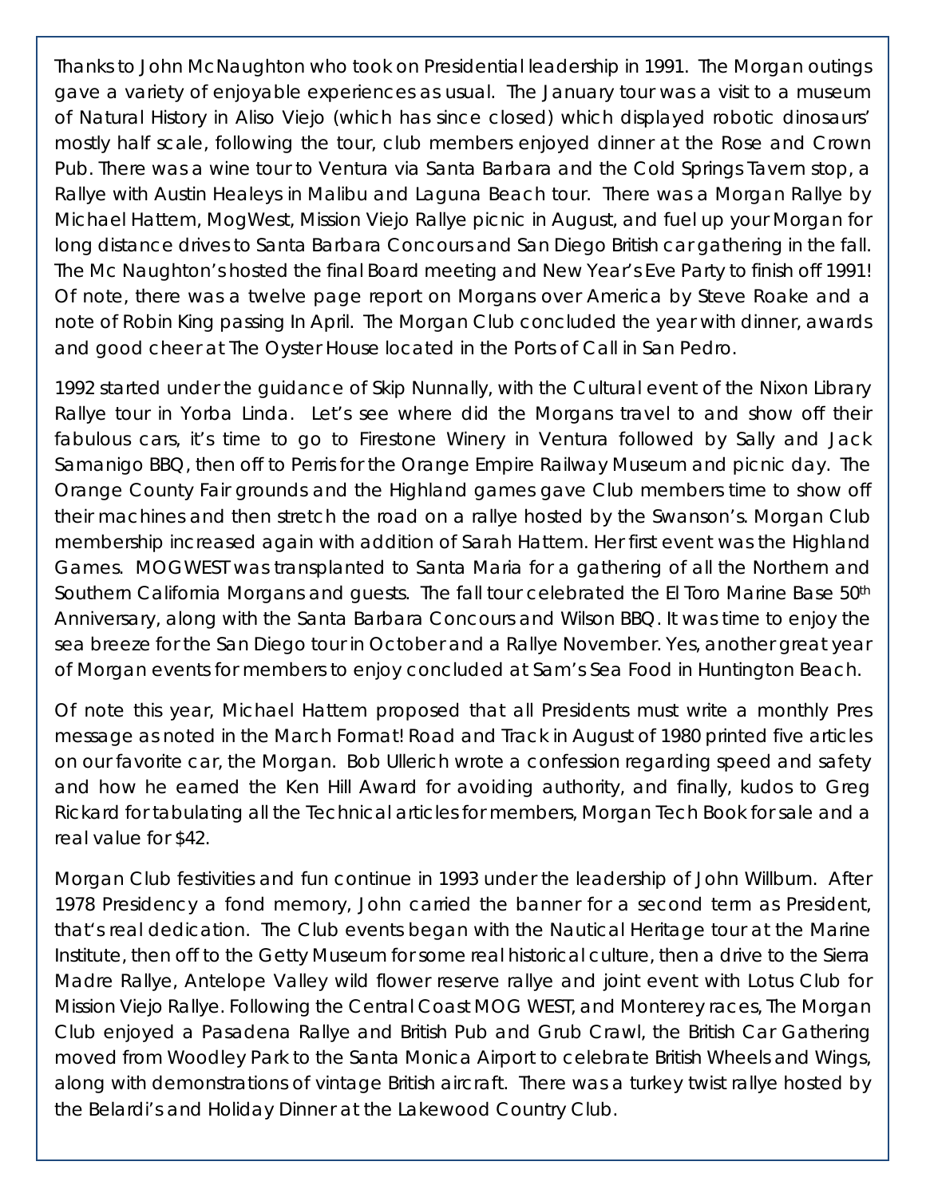Thanks to John McNaughton who took on Presidential leadership in 1991. The Morgan outings gave a variety of enjoyable experiences as usual. The January tour was a visit to a museum of Natural History in Aliso Viejo (which has since closed) which displayed robotic dinosaurs' mostly half scale, following the tour, club members enjoyed dinner at the Rose and Crown Pub. There was a wine tour to Ventura via Santa Barbara and the Cold Springs Tavern stop, a Rallye with Austin Healeys in Malibu and Laguna Beach tour. There was a Morgan Rallye by Michael Hattem, MogWest, Mission Viejo Rallye picnic in August, and fuel up your Morgan for long distance drives to Santa Barbara Concours and San Diego British car gathering in the fall. The Mc Naughton's hosted the final Board meeting and New Year's Eve Party to finish off 1991! Of note, there was a twelve page report on Morgans over America by Steve Roake and a note of Robin King passing In April. The Morgan Club concluded the year with dinner, awards and good cheer at The Oyster House located in the Ports of Call in San Pedro.

1992 started under the guidance of Skip Nunnally, with the Cultural event of the Nixon Library Rallye tour in Yorba Linda. Let's see where did the Morgans travel to and show off their fabulous cars, it's time to go to Firestone Winery in Ventura followed by Sally and Jack Samanigo BBQ, then off to Perris for the Orange Empire Railway Museum and picnic day. The Orange County Fair grounds and the Highland games gave Club members time to show off their machines and then stretch the road on a rallye hosted by the Swanson's. Morgan Club membership increased again with addition of Sarah Hattem. Her first event was the Highland Games. MOGWEST was transplanted to Santa Maria for a gathering of all the Northern and Southern California Morgans and guests. The fall tour celebrated the El Toro Marine Base 50th Anniversary, along with the Santa Barbara Concours and Wilson BBQ. It was time to enjoy the sea breeze for the San Diego tour in October and a Rallye November. Yes, another great year of Morgan events for members to enjoy concluded at Sam's Sea Food in Huntington Beach.

Of note this year, Michael Hattem proposed that all Presidents must write a monthly Pres message as noted in the March Format! Road and Track in August of 1980 printed five articles on our favorite car, the Morgan. Bob Ullerich wrote a confession regarding speed and safety and how he earned the Ken Hill Award for avoiding authority, and finally, kudos to Greg Rickard for tabulating all the Technical articles for members, Morgan Tech Book for sale and a real value for $42.

Morgan Club festivities and fun continue in 1993 under the leadership of John Willburn. After 1978 Presidency a fond memory, John carried the banner for a second term as President, that's real dedication. The Club events began with the Nautical Heritage tour at the Marine Institute, then off to the Getty Museum for some real historical culture, then a drive to the Sierra Madre Rallye, Antelope Valley wild flower reserve rallye and joint event with Lotus Club for Mission Viejo Rallye. Following the Central Coast MOG WEST, and Monterey races, The Morgan Club enjoyed a Pasadena Rallye and British Pub and Grub Crawl, the British Car Gathering moved from Woodley Park to the Santa Monica Airport to celebrate British Wheels and Wings, along with demonstrations of vintage British aircraft. There was a turkey twist rallye hosted by the Belardi's and Holiday Dinner at the Lakewood Country Club.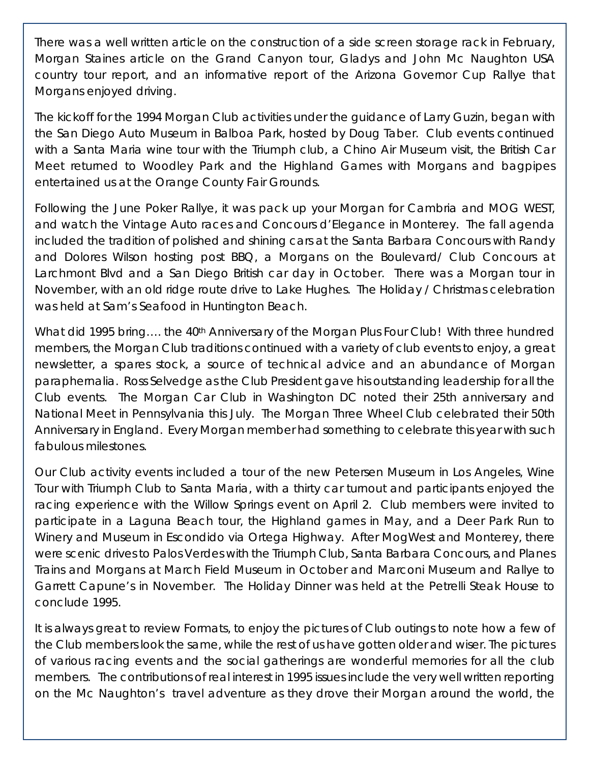There was a well written article on the construction of a side screen storage rack in February, Morgan Staines article on the Grand Canyon tour, Gladys and John Mc Naughton USA country tour report, and an informative report of the Arizona Governor Cup Rallye that Morgans enjoyed driving.

The kickoff for the 1994 Morgan Club activities under the guidance of Larry Guzin, began with the San Diego Auto Museum in Balboa Park, hosted by Doug Taber. Club events continued with a Santa Maria wine tour with the Triumph club, a Chino Air Museum visit, the British Car Meet returned to Woodley Park and the Highland Games with Morgans and bagpipes entertained us at the Orange County Fair Grounds.

Following the June Poker Rallye, it was pack up your Morgan for Cambria and MOG WEST, and watch the Vintage Auto races and Concours d'Elegance in Monterey. The fall agenda included the tradition of polished and shining cars at the Santa Barbara Concours with Randy and Dolores Wilson hosting post BBQ, a Morgans on the Boulevard/ Club Concours at Larchmont Blvd and a San Diego British car day in October. There was a Morgan tour in November, with an old ridge route drive to Lake Hughes. The Holiday / Christmas celebration was held at Sam's Seafood in Huntington Beach.

What did 1995 bring…. the 40th Anniversary of the Morgan Plus Four Club! With three hundred members, the Morgan Club traditions continued with a variety of club events to enjoy, a great newsletter, a spares stock, a source of technical advice and an abundance of Morgan paraphernalia. Ross Selvedge as the Club President gave his outstanding leadership for all the Club events. The Morgan Car Club in Washington DC noted their 25th anniversary and National Meet in Pennsylvania this July. The Morgan Three Wheel Club celebrated their 50th Anniversary in England. Every Morgan member had something to celebrate this year with such fabulous milestones.

Our Club activity events included a tour of the new Petersen Museum in Los Angeles, Wine Tour with Triumph Club to Santa Maria, with a thirty car turnout and participants enjoyed the racing experience with the Willow Springs event on April 2. Club members were invited to participate in a Laguna Beach tour, the Highland games in May, and a Deer Park Run to Winery and Museum in Escondido via Ortega Highway. After MogWest and Monterey, there were scenic drives to Palos Verdes with the Triumph Club, Santa Barbara Concours, and Planes Trains and Morgans at March Field Museum in October and Marconi Museum and Rallye to Garrett Capune's in November. The Holiday Dinner was held at the Petrelli Steak House to conclude 1995.

It is always great to review Formats, to enjoy the pictures of Club outings to note how a few of the Club members look the same, while the rest of us have gotten older and wiser. The pictures of various racing events and the social gatherings are wonderful memories for all the club members. The contributions of real interest in 1995 issues include the very well written reporting on the Mc Naughton's travel adventure as they drove their Morgan around the world, the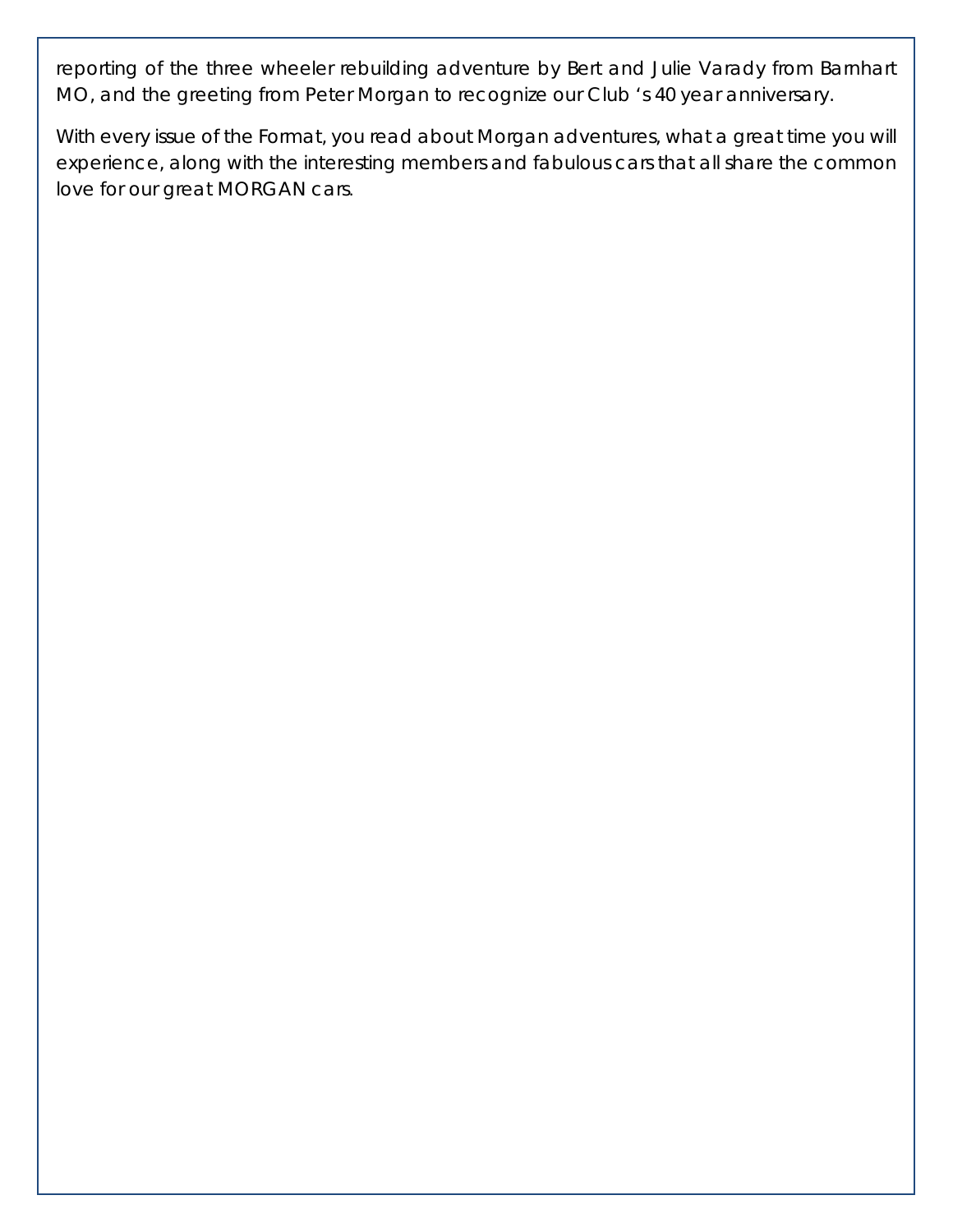reporting of the three wheeler rebuilding adventure by Bert and Julie Varady from Barnhart MO, and the greeting from Peter Morgan to recognize our Club 's 40 year anniversary.

With every issue of the Format, you read about Morgan adventures, what a great time you will experience, along with the interesting members and fabulous cars that all share the common love for our great MORGAN cars.